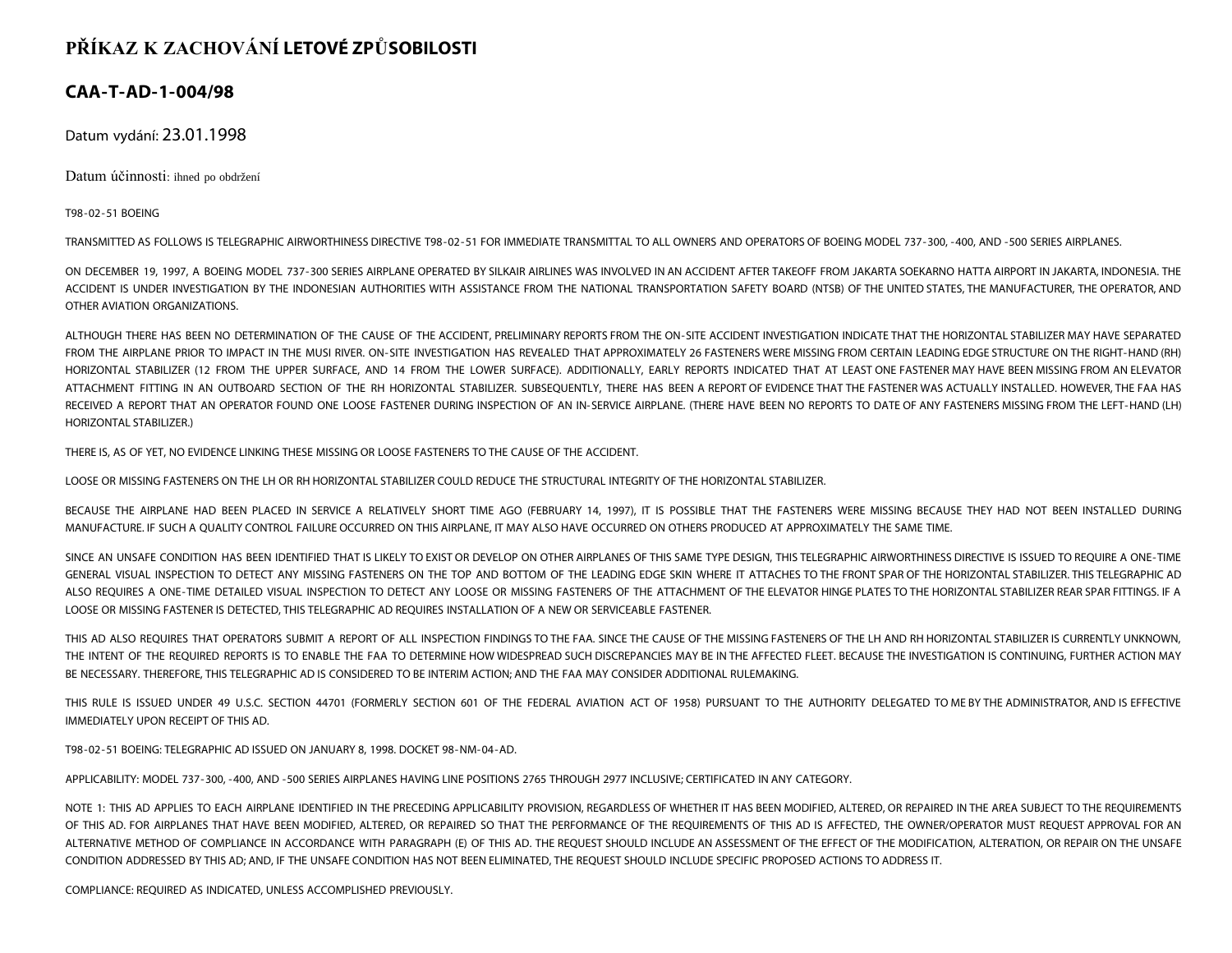# PŘÍKAZ K ZACHOVÁNÍ LETOVÉ ZPŮSOBILOSTI

## CAA-T-AD-1-004/98

Datum vydání: 23.01.1998

Datum účinnosti: ihned po obdržení

T98-02-51 BOEING

TRANSMITTED AS FOLLOWS IS TELEGRAPHIC AIRWORTHINESS DIRECTIVE T98-02-51 FOR IMMEDIATE TRANSMITTAL TO ALL OWNERS AND OPERATORS OF BOEING MODEL 737-300, -400, AND -500 SERIES AIRPLANES.

ON DECEMBER 19, 1997, A BOEING MODEL 737-300 SERIES AIRPLANE OPERATED BY SILKAIR AIRLINES WAS INVOLVED IN AN ACCIDENT AFTER TAKEOFF FROM JAKARTA SOEKARNO HATTA AIRPORT IN JAKARTA, INDONESIA. THE ACCIDENT IS UNDER INVESTIGATION BY THE INDONESIAN AUTHORITIES WITH ASSISTANCE FROM THE NATIONAL TRANSPORTATION SAFETY BOARD (NTSB) OF THE UNITED STATES, THE MANUFACTURER, THE OPERATOR, AND OTHER AVIATION ORGANIZATIONS.

ALTHOUGH THERE HAS BEEN NO DETERMINATION OF THE CAUSE OF THE ACCIDENT, PRELIMINARY REPORTS FROM THE ON-SITE ACCIDENT INVESTIGATION INDICATE THAT THE HORIZONTAL STABILIZER MAY HAVE SEPARATED FROM THE AIRPLANE PRIOR TO IMPACT IN THE MUSI RIVER. ON-SITE INVESTIGATION HAS REVEALED THAT APPROXIMATELY 26 FASTENERS WERE MISSING FROM CERTAIN LEADING EDGE STRUCTURE ON THE RIGHT-HAND (RH) HORIZONTAL STABILIZER (12 FROM THE UPPER SURFACE, AND 14 FROM THE LOWER SURFACE). ADDITIONALLY, EARLY REPORTS INDICATED THAT AT LEAST ONE FASTENER MAY HAVE BEEN MISSING FROM AN ELEVATOR ATTACHMENT FITTING IN AN OUTBOARD SECTION OF THE RH HORIZONTAL STABILIZER. SUBSEQUENTLY, THERE HAS BEEN A REPORT OF EVIDENCE THAT THE FASTENER WAS ACTUALLY INSTALLED. HOWEVER, THE FAA HAS RECEIVED A REPORT THAT AN OPERATOR FOUND ONE LOOSE FASTENER DURING INSPECTION OF AN IN-SERVICE AIRPLANE. (THERE HAVE BEEN NO REPORTS TO DATE OF ANY FASTENERS MISSING FROM THE LEFT-HAND (LH) HORIZONTAL STABILIZER.)

THERE IS, AS OF YET, NO EVIDENCE LINKING THESE MISSING OR LOOSE FASTENERS TO THE CAUSE OF THE ACCIDENT.

LOOSE OR MISSING FASTENERS ON THE LH OR RH HORIZONTAL STABILIZER COULD REDUCE THE STRUCTURAL INTEGRITY OF THE HORIZONTAL STABILIZER.

BECAUSE THE AIRPLANE HAD BEEN PLACED IN SERVICE A RELATIVELY SHORT TIME AGO (FEBRUARY 14, 1997), IT IS POSSIBLE THAT THE FASTENERS WERE MISSING BECAUSE THEY HAD NOT BEEN INSTALLED DURING MANUFACTURE. IF SUCH A QUALITY CONTROL FAILURE OCCURRED ON THIS AIRPLANE, IT MAY ALSO HAVE OCCURRED ON OTHERS PRODUCED AT APPROXIMATELY THE SAME TIME.

SINCE AN UNSAFE CONDITION HAS BEEN IDENTIFIED THAT IS LIKELY TO EXIST OR DEVELOP ON OTHER AIRPLANES OF THIS SAME TYPE DESIGN, THIS TELEGRAPHIC AIRWORTHINESS DIRECTIVE IS ISSUED TO REQUIRE A ONE-TIME GENERAL VISUAL INSPECTION TO DETECT ANY MISSING FASTENERS ON THE TOP AND BOTTOM OF THE LEADING EDGE SKIN WHERE IT ATTACHES TO THE FRONT SPAR OF THE HORIZONTAL STABILIZER. THIS TELEGRAPHIC AD ALSO REQUIRES A ONE-TIME DETAILED VISUAL INSPECTION TO DETECT ANY LOOSE OR MISSING FASTENERS OF THE ATTACHMENT OF THE ELEVATOR HINGE PLATES TO THE HORIZONTAL STABILIZER REAR SPAR FITTINGS. IF A LOOSE OR MISSING FASTENER IS DETECTED, THIS TELEGRAPHIC AD REQUIRES INSTALLATION OF A NEW OR SERVICEABLE FASTENER.

THIS AD ALSO REQUIRES THAT OPERATORS SUBMIT A REPORT OF ALL INSPECTION FINDINGS TO THE FAA. SINCE THE CAUSE OF THE MISSING FASTENERS OF THE LH AND RH HORIZONTAL STABILIZER IS CURRENTLY UNKNOWN, THE INTENT OF THE REQUIRED REPORTS IS TO ENABLE THE FAA TO DETERMINE HOW WIDESPREAD SUCH DISCREPANCIES MAY BE IN THE AFFECTED FLEET. BECAUSE THE INVESTIGATION IS CONTINUING, FURTHER ACTION MAY BE NECESSARY. THEREFORE, THIS TELEGRAPHIC AD IS CONSIDERED TO BE INTERIM ACTION; AND THE FAA MAY CONSIDER ADDITIONAL RULEMAKING.

THIS RULE IS ISSUED UNDER 49 U.S.C. SECTION 44701 (FORMERLY SECTION 601 OF THE FEDERAL AVIATION ACT OF 1958) PURSUANT TO THE AUTHORITY DELEGATED TO ME BY THE ADMINISTRATOR, AND IS EFFECTIVE IMMEDIATELY UPON RECEIPT OF THIS AD.

T98-02-51 BOEING: TELEGRAPHIC AD ISSUED ON JANUARY 8, 1998. DOCKET 98-NM-04-AD.

APPLICABILITY: MODEL 737-300, -400, AND -500 SERIES AIRPLANES HAVING LINE POSITIONS 2765 THROUGH 2977 INCLUSIVE; CERTIFICATED IN ANY CATEGORY.

NOTE 1: THIS AD APPLIES TO EACH AIRPLANE IDENTIFIED IN THE PRECEDING APPLICABILITY PROVISION, REGARDLESS OF WHETHER IT HAS BEEN MODIFIED, ALTERED, OR REPAIRED IN THE AREA SUBJECT TO THE REQUIREMENTS OF THIS AD. FOR AIRPLANES THAT HAVE BEEN MODIFIED, ALTERED, OR REPAIRED SO THAT THE PERFORMANCE OF THE REQUIREMENTS OF THIS AD IS AFFECTED, THE OWNER/OPERATOR MUST REQUEST APPROVAL FOR AN ALTERNATIVE METHOD OF COMPLIANCE IN ACCORDANCE WITH PARAGRAPH (E) OF THIS AD. THE REQUEST SHOULD INCLUDE AN ASSESSMENT OF THE EFFECT OF THE MODIFICATION, ALTERATION, OR REPAIR ON THE UNSAFE CONDITION ADDRESSED BY THIS AD; AND, IF THE UNSAFE CONDITION HAS NOT BEEN ELIMINATED, THE REQUEST SHOULD INCLUDE SPECIFIC PROPOSED ACTIONS TO ADDRESS IT.

COMPLIANCE: REQUIRED AS INDICATED, UNLESS ACCOMPLISHED PREVIOUSLY.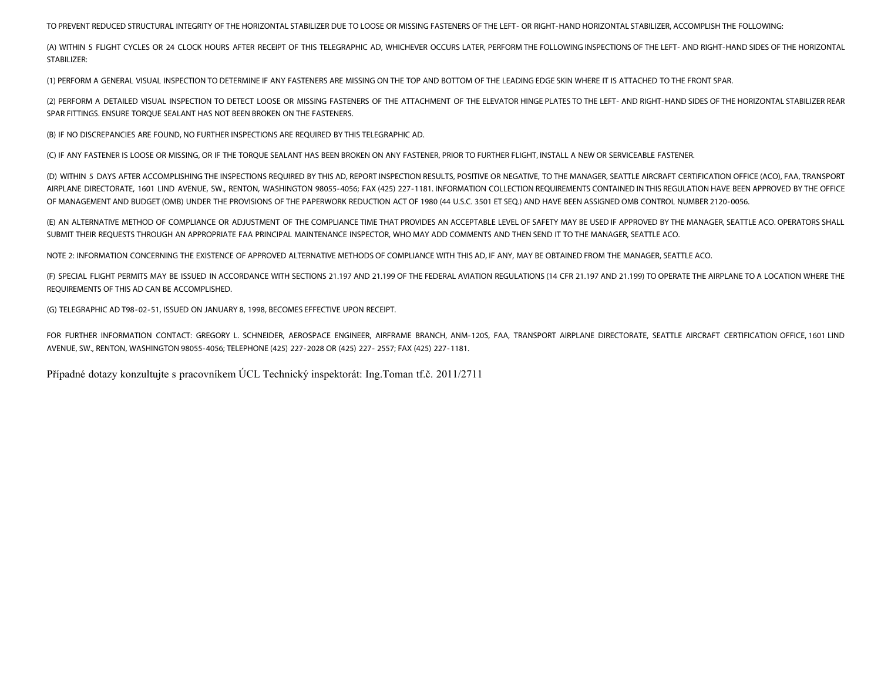TO PREVENT REDUCED STRUCTURAL INTEGRITY OF THE HORIZONTAL STABILIZER DUE TO LOOSE OR MISSING FASTENERS OF THE LEFT- OR RIGHT-HAND HORIZONTAL STABILIZER, ACCOMPLISH THE FOLLOWING:

(A) WITHIN 5 FLIGHT CYCLES OR 24 CLOCK HOURS AFTER RECEIPT OF THIS TELEGRAPHIC AD, WHICHEVER OCCURS LATER, PERFORM THE FOLLOWING INSPECTIONS OF THE LEFT- AND RIGHT-HAND SIDES OF THE HORIZONTAL STABILIZER:

(1) PERFORM A GENERAL VISUAL INSPECTION TO DETERMINE IF ANY FASTENERS ARE MISSING ON THE TOP AND BOTTOM OF THE LEADING EDGE SKIN WHERE IT IS ATTACHED TO THE FRONT SPAR.

(2) PERFORM A DETAILED VISUAL INSPECTION TO DETECT LOOSE OR MISSING FASTENERS OF THE ATTACHMENT OF THE ELEVATOR HINGE PLATES TO THE LEFT- AND RIGHT-HAND SIDES OF THE HORIZONTAL STABILIZER REAR SPAR FITTINGS. ENSURE TORQUE SEALANT HAS NOT BEEN BROKEN ON THE FASTENERS.

(B) IF NO DISCREPANCIES ARE FOUND, NO FURTHER INSPECTIONS ARE REQUIRED BY THIS TELEGRAPHIC AD.

(C) IF ANY FASTENER IS LOOSE OR MISSING, OR IF THE TORQUE SEALANT HAS BEEN BROKEN ON ANY FASTENER, PRIOR TO FURTHER FLIGHT, INSTALL A NEW OR SERVICEABLE FASTENER.

(D) WITHIN 5 DAYS AFTER ACCOMPLISHING THE INSPECTIONS REQUIRED BY THIS AD, REPORT INSPECTION RESULTS, POSITIVE OR NEGATIVE, TO THE MANAGER, SEATTLE AIRCRAFT CERTIFICATION OFFICE (ACO), FAA, TRANSPORT AIRPLANE DIRECTORATE, 1601 LIND AVENUE, SW., RENTON, WASHINGTON 98055-4056; FAX (425) 227-1181. INFORMATION COLLECTION REQUIREMENTS CONTAINED IN THIS REGULATION HAVE BEEN APPROVED BY THE OFFICE OF MANAGEMENT AND BUDGET (OMB) UNDER THE PROVISIONS OF THE PAPERWORK REDUCTION ACT OF 1980 (44 U.S.C. 3501 ET SEQ.) AND HAVE BEEN ASSIGNED OMB CONTROL NUMBER 2120-0056.

(E) AN ALTERNATIVE METHOD OF COMPLIANCE OR ADJUSTMENT OF THE COMPLIANCE TIME THAT PROVIDES AN ACCEPTABLE LEVEL OF SAFETY MAY BE USED IF APPROVED BY THE MANAGER, SEATTLE ACO. OPERATORS SHALL SUBMIT THEIR REQUESTS THROUGH AN APPROPRIATE FAA PRINCIPAL MAINTENANCE INSPECTOR, WHO MAY ADD COMMENTS AND THEN SEND IT TO THE MANAGER, SEATTLE ACO.

NOTE 2: INFORMATION CONCERNING THE EXISTENCE OF APPROVED ALTERNATIVE METHODS OF COMPLIANCE WITH THIS AD, IF ANY, MAY BE OBTAINED FROM THE MANAGER, SEATTLE ACO.

(F) SPECIAL FLIGHT PERMITS MAY BE ISSUED IN ACCORDANCE WITH SECTIONS 21.197 AND 21.199 OF THE FEDERAL AVIATION REGULATIONS (14 CFR 21.197 AND 21.199) TO OPERATE THE AIRPLANE TO A LOCATION WHERE THE REQUIREMENTS OF THIS AD CAN BE ACCOMPLISHED.

(G) TELEGRAPHIC AD T98-02-51, ISSUED ON JANUARY 8, 1998, BECOMES EFFECTIVE UPON RECEIPT.

FOR FURTHER INFORMATION CONTACT: GREGORY L. SCHNEIDER, AEROSPACE ENGINEER, AIRFRAME BRANCH, ANM-120S, FAA, TRANSPORT AIRPLANE DIRECTORATE, SEATTLE AIRCRAFT CERTIFICATION OFFICE, 1601 LIND AVENUE, SW., RENTON, WASHINGTON 98055-4056; TELEPHONE (425) 227-2028 OR (425) 227- 2557; FAX (425) 227-1181.

Případné dotazy konzultujte s pracovníkem ÚCL Technický inspektorát: Ing.Toman tf.č. 2011/2711